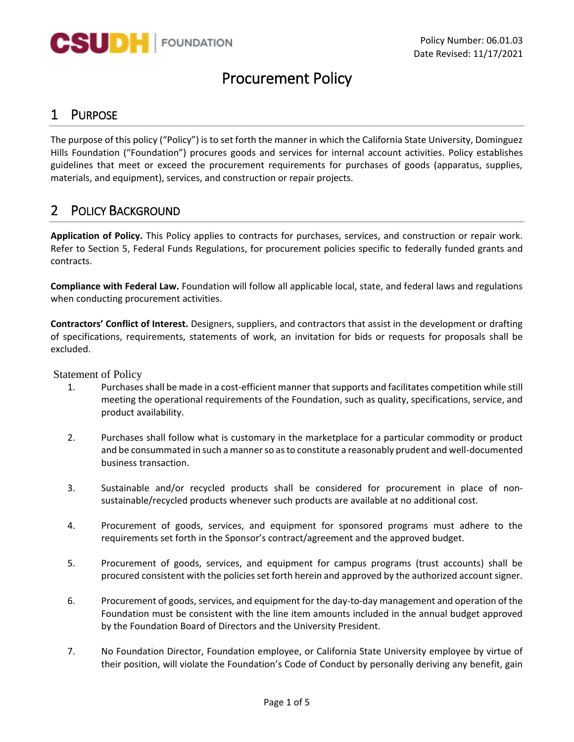Policy Number: 06.01.03
Date Revised: 11/17/2021

# Procurement Policy

## 1 Purpose

The purpose of this policy ("Policy") is to set forth the manner in which the California State University, Dominguez Hills Foundation ("Foundation") procures goods and services for internal account activities. Policy establishes guidelines that meet or exceed the procurement requirements for purchases of goods (apparatus, supplies, materials, and equipment), services, and construction or repair projects.

## 2 Policy Background

**Application of Policy.** This Policy applies to contracts for purchases, services, and construction or repair work. Refer to Section 5, Federal Funds Regulations, for procurement policies specific to federally funded grants and contracts.

**Compliance with Federal Law.** Foundation will follow all applicable local, state, and federal laws and regulations when conducting procurement activities.

**Contractors' Conflict of Interest.** Designers, suppliers, and contractors that assist in the development or drafting of specifications, requirements, statements of work, an invitation for bids or requests for proposals shall be excluded.

Statement of Policy

1. Purchases shall be made in a cost-efficient manner that supports and facilitates competition while still meeting the operational requirements of the Foundation, such as quality, specifications, service, and product availability.

2. Purchases shall follow what is customary in the marketplace for a particular commodity or product and be consummated in such a manner so as to constitute a reasonably prudent and well-documented business transaction.

3. Sustainable and/or recycled products shall be considered for procurement in place of non-sustainable/recycled products whenever such products are available at no additional cost.

4. Procurement of goods, services, and equipment for sponsored programs must adhere to the requirements set forth in the Sponsor's contract/agreement and the approved budget.

5. Procurement of goods, services, and equipment for campus programs (trust accounts) shall be procured consistent with the policies set forth herein and approved by the authorized account signer.

6. Procurement of goods, services, and equipment for the day-to-day management and operation of the Foundation must be consistent with the line item amounts included in the annual budget approved by the Foundation Board of Directors and the University President.

7. No Foundation Director, Foundation employee, or California State University employee by virtue of their position, will violate the Foundation's Code of Conduct by personally deriving any benefit, gain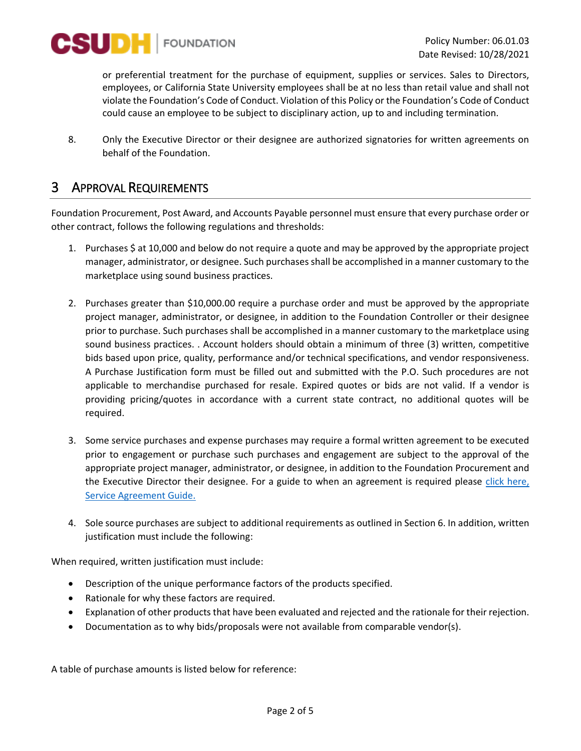or preferential treatment for the purchase of equipment, supplies or services. Sales to Directors, employees, or California State University employees shall be at no less than retail value and shall not violate the Foundation's Code of Conduct. Violation of this Policy or the Foundation's Code of Conduct could cause an employee to be subject to disciplinary action, up to and including termination.

8. Only the Executive Director or their designee are authorized signatories for written agreements on behalf of the Foundation.

# 3 Approval Requirements

Foundation Procurement, Post Award, and Accounts Payable personnel must ensure that every purchase order or other contract, follows the following regulations and thresholds:

1. Purchases $ at 10,000 and below do not require a quote and may be approved by the appropriate project manager, administrator, or designee. Such purchases shall be accomplished in a manner customary to the marketplace using sound business practices.

2. Purchases greater than $10,000.00 require a purchase order and must be approved by the appropriate project manager, administrator, or designee, in addition to the Foundation Controller or their designee prior to purchase. Such purchases shall be accomplished in a manner customary to the marketplace using sound business practices. . Account holders should obtain a minimum of three (3) written, competitive bids based upon price, quality, performance and/or technical specifications, and vendor responsiveness. A Purchase Justification form must be filled out and submitted with the P.O. Such procedures are not applicable to merchandise purchased for resale. Expired quotes or bids are not valid. If a vendor is providing pricing/quotes in accordance with a current state contract, no additional quotes will be required.

3. Some service purchases and expense purchases may require a formal written agreement to be executed prior to engagement or purchase such purchases and engagement are subject to the approval of the appropriate project manager, administrator, or designee, in addition to the Foundation Procurement and the Executive Director their designee. For a guide to when an agreement is required please click here, Service Agreement Guide.

4. Sole source purchases are subject to additional requirements as outlined in Section 6. In addition, written justification must include the following:

When required, written justification must include:

- Description of the unique performance factors of the products specified.
- Rationale for why these factors are required.
- Explanation of other products that have been evaluated and rejected and the rationale for their rejection.
- Documentation as to why bids/proposals were not available from comparable vendor(s).

A table of purchase amounts is listed below for reference: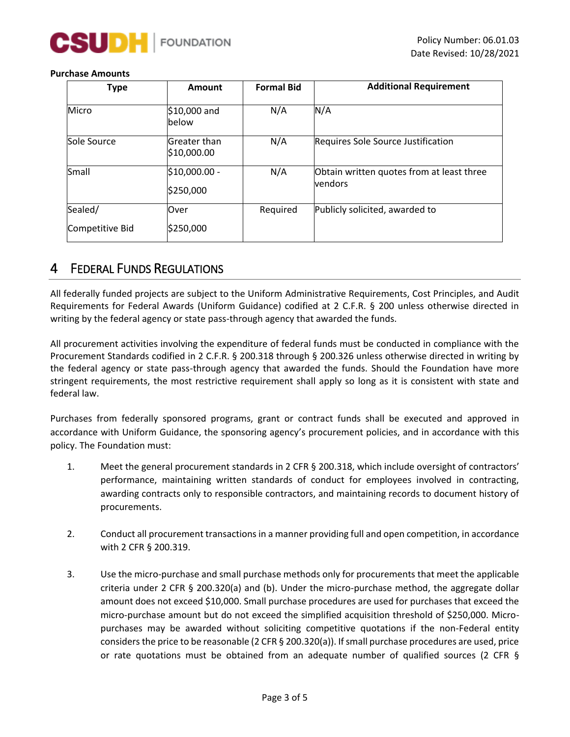**Purchase Amounts**

| Type | Amount | Formal Bid | Additional Requirement |
|---|---|---|---|
| Micro | $10,000 and below | N/A | N/A |
| Sole Source | Greater than $10,000.00 | N/A | Requires Sole Source Justification |
| Small | $10,000.00 - $250,000 | N/A | Obtain written quotes from at least three vendors |
| Sealed/ Competitive Bid | Over $250,000 | Required | Publicly solicited, awarded to |

# 4 Federal Funds Regulations

All federally funded projects are subject to the Uniform Administrative Requirements, Cost Principles, and Audit Requirements for Federal Awards (Uniform Guidance) codified at 2 C.F.R. § 200 unless otherwise directed in writing by the federal agency or state pass-through agency that awarded the funds.

All procurement activities involving the expenditure of federal funds must be conducted in compliance with the Procurement Standards codified in 2 C.F.R. § 200.318 through § 200.326 unless otherwise directed in writing by the federal agency or state pass-through agency that awarded the funds. Should the Foundation have more stringent requirements, the most restrictive requirement shall apply so long as it is consistent with state and federal law.

Purchases from federally sponsored programs, grant or contract funds shall be executed and approved in accordance with Uniform Guidance, the sponsoring agency's procurement policies, and in accordance with this policy. The Foundation must:

1. Meet the general procurement standards in 2 CFR § 200.318, which include oversight of contractors' performance, maintaining written standards of conduct for employees involved in contracting, awarding contracts only to responsible contractors, and maintaining records to document history of procurements.

2. Conduct all procurement transactions in a manner providing full and open competition, in accordance with 2 CFR § 200.319.

3. Use the micro-purchase and small purchase methods only for procurements that meet the applicable criteria under 2 CFR § 200.320(a) and (b). Under the micro-purchase method, the aggregate dollar amount does not exceed $10,000. Small purchase procedures are used for purchases that exceed the micro-purchase amount but do not exceed the simplified acquisition threshold of $250,000. Micro-purchases may be awarded without soliciting competitive quotations if the non-Federal entity considers the price to be reasonable (2 CFR § 200.320(a)). If small purchase procedures are used, price or rate quotations must be obtained from an adequate number of qualified sources (2 CFR §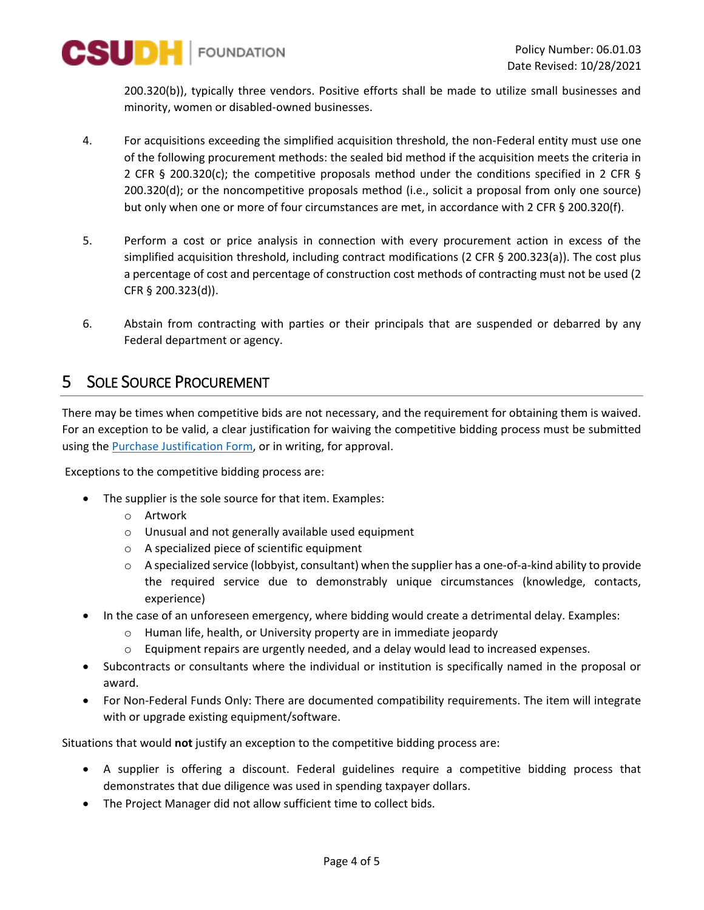200.320(b)), typically three vendors. Positive efforts shall be made to utilize small businesses and minority, women or disabled-owned businesses.

4. For acquisitions exceeding the simplified acquisition threshold, the non-Federal entity must use one of the following procurement methods: the sealed bid method if the acquisition meets the criteria in 2 CFR § 200.320(c); the competitive proposals method under the conditions specified in 2 CFR § 200.320(d); or the noncompetitive proposals method (i.e., solicit a proposal from only one source) but only when one or more of four circumstances are met, in accordance with 2 CFR § 200.320(f).

5. Perform a cost or price analysis in connection with every procurement action in excess of the simplified acquisition threshold, including contract modifications (2 CFR § 200.323(a)). The cost plus a percentage of cost and percentage of construction cost methods of contracting must not be used (2 CFR § 200.323(d)).

6. Abstain from contracting with parties or their principals that are suspended or debarred by any Federal department or agency.

# 5 Sole Source Procurement

There may be times when competitive bids are not necessary, and the requirement for obtaining them is waived. For an exception to be valid, a clear justification for waiving the competitive bidding process must be submitted using the Purchase Justification Form, or in writing, for approval.

Exceptions to the competitive bidding process are:

- The supplier is the sole source for that item. Examples:
  - Artwork
  - Unusual and not generally available used equipment
  - A specialized piece of scientific equipment
  - A specialized service (lobbyist, consultant) when the supplier has a one-of-a-kind ability to provide the required service due to demonstrably unique circumstances (knowledge, contacts, experience)
- In the case of an unforeseen emergency, where bidding would create a detrimental delay. Examples:
  - Human life, health, or University property are in immediate jeopardy
  - Equipment repairs are urgently needed, and a delay would lead to increased expenses.
- Subcontracts or consultants where the individual or institution is specifically named in the proposal or award.
- For Non-Federal Funds Only: There are documented compatibility requirements. The item will integrate with or upgrade existing equipment/software.

Situations that would **not** justify an exception to the competitive bidding process are:

- A supplier is offering a discount. Federal guidelines require a competitive bidding process that demonstrates that due diligence was used in spending taxpayer dollars.
- The Project Manager did not allow sufficient time to collect bids.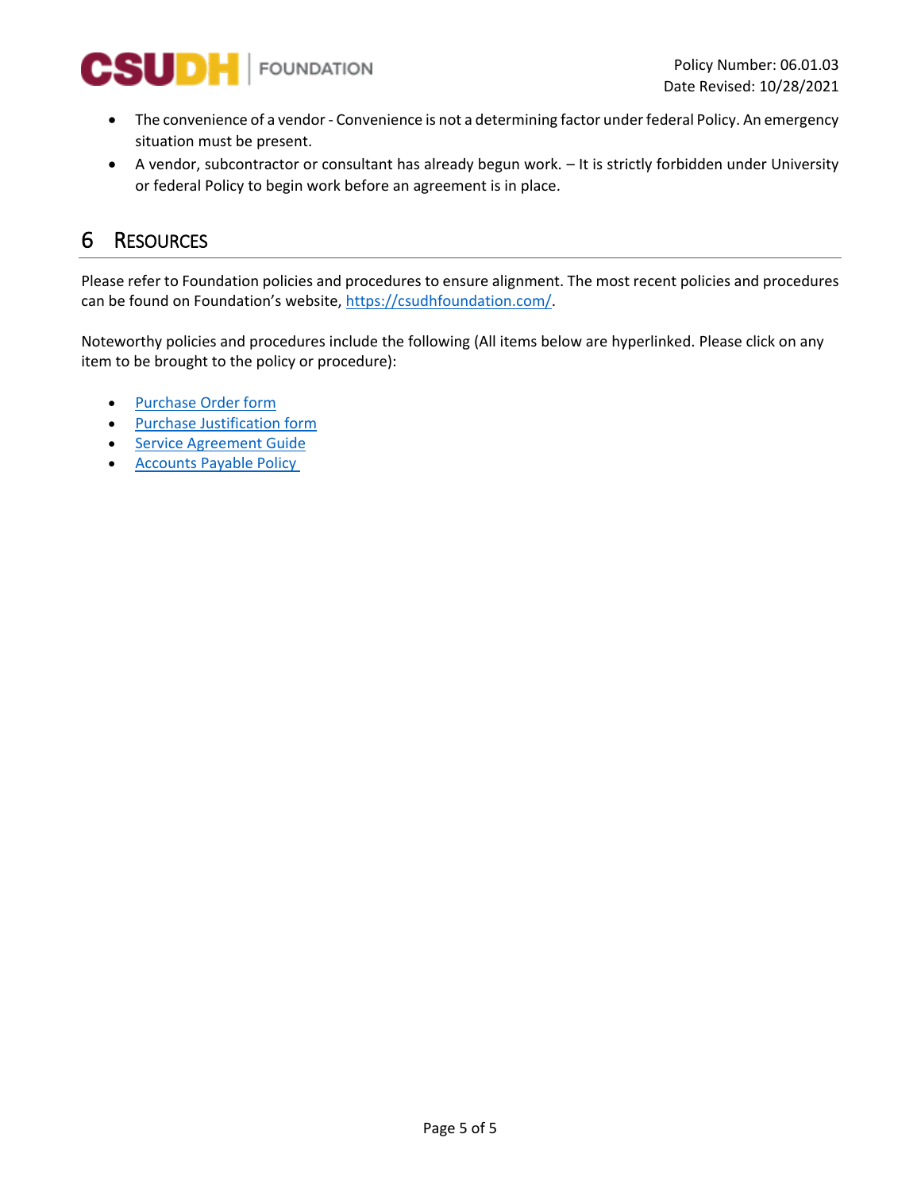- The convenience of a vendor - Convenience is not a determining factor under federal Policy. An emergency situation must be present.
- A vendor, subcontractor or consultant has already begun work. – It is strictly forbidden under University or federal Policy to begin work before an agreement is in place.

# 6 Resources

Please refer to Foundation policies and procedures to ensure alignment. The most recent policies and procedures can be found on Foundation's website, https://csudhfoundation.com/.

Noteworthy policies and procedures include the following (All items below are hyperlinked. Please click on any item to be brought to the policy or procedure):

- Purchase Order form
- Purchase Justification form
- Service Agreement Guide
- Accounts Payable Policy